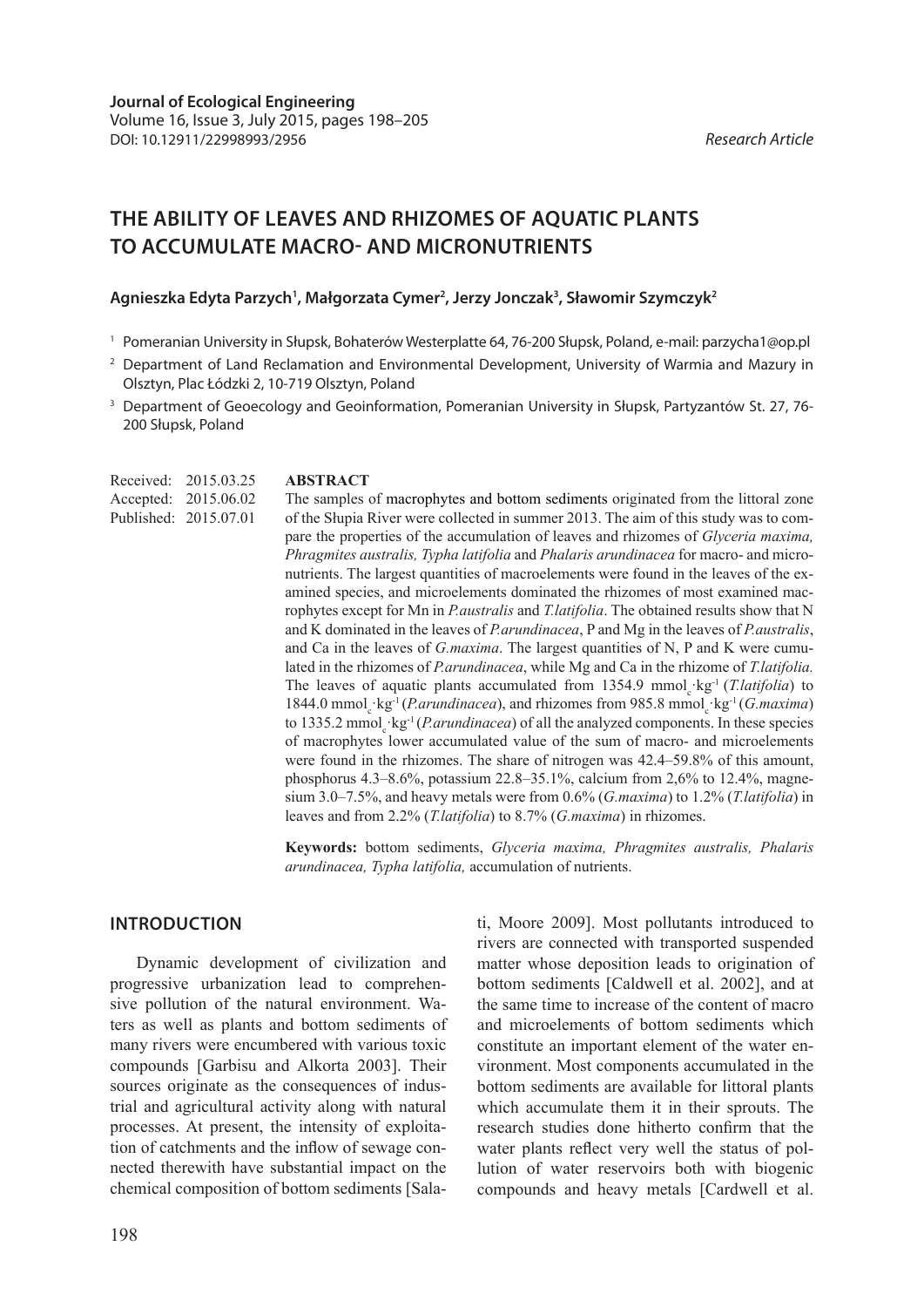**Journal of Ecological Engineering**
Volume 16, Issue 3, July 2015, pages 198–205
DOI: 10.12911/22998993/2956

*Research Article*

# THE ABILITY OF LEAVES AND RHIZOMES OF AQUATIC PLANTS TO ACCUMULATE MACRO- AND MICRONUTRIENTS

**Agnieszka Edyta Parzych[1], Małgorzata Cymer[2], Jerzy Jonczak[3], Sławomir Szymczyk[2]**

[1] Pomeranian University in Słupsk, Bohaterów Westerplatte 64, 76-200 Słupsk, Poland, e-mail: parzycha1@op.pl

[2] Department of Land Reclamation and Environmental Development, University of Warmia and Mazury in Olsztyn, Plac Łódzki 2, 10-719 Olsztyn, Poland

[3] Department of Geoecology and Geoinformation, Pomeranian University in Słupsk, Partyzantów St. 27, 76-200 Słupsk, Poland

Received: 2015.03.25
Accepted: 2015.06.02
Published: 2015.07.01

**ABSTRACT**

The samples of macrophytes and bottom sediments originated from the littoral zone of the Słupia River were collected in summer 2013. The aim of this study was to compare the properties of the accumulation of leaves and rhizomes of *Glyceria maxima, Phragmites australis, Typha latifolia* and *Phalaris arundinacea* for macro- and micronutrients. The largest quantities of macroelements were found in the leaves of the examined species, and microelements dominated the rhizomes of most examined macrophytes except for Mn in *P.australis* and *T.latifolia*. The obtained results show that N and K dominated in the leaves of *P.arundinacea*, P and Mg in the leaves of *P.australis*, and Ca in the leaves of *G.maxima*. The largest quantities of N, P and K were cumulated in the rhizomes of *P.arundinacea*, while Mg and Ca in the rhizome of *T.latifolia.* The leaves of aquatic plants accumulated from 1354.9 $mmol_c \cdot kg^{-1}$ (*T.latifolia*) to 1844.0 $mmol_c \cdot kg^{-1}$ (*P.arundinacea*), and rhizomes from 985.8 $mmol_c \cdot kg^{-1}$ (*G.maxima*) to 1335.2 $mmol_c \cdot kg^{-1}$ (*P.arundinacea*) of all the analyzed components. In these species of macrophytes lower accumulated value of the sum of macro- and microelements were found in the rhizomes. The share of nitrogen was 42.4–59.8% of this amount, phosphorus 4.3–8.6%, potassium 22.8–35.1%, calcium from 2,6% to 12.4%, magnesium 3.0–7.5%, and heavy metals were from 0.6% (*G.maxima*) to 1.2% (*T.latifolia*) in leaves and from 2.2% (*T.latifolia*) to 8.7% (*G.maxima*) in rhizomes.

**Keywords:** bottom sediments, *Glyceria maxima, Phragmites australis, Phalaris arundinacea, Typha latifolia,* accumulation of nutrients.

## INTRODUCTION

Dynamic development of civilization and progressive urbanization lead to comprehensive pollution of the natural environment. Waters as well as plants and bottom sediments of many rivers were encumbered with various toxic compounds [Garbisu and Alkorta 2003]. Their sources originate as the consequences of industrial and agricultural activity along with natural processes. At present, the intensity of exploitation of catchments and the inflow of sewage connected therewith have substantial impact on the chemical composition of bottom sediments [Salati, Moore 2009]. Most pollutants introduced to rivers are connected with transported suspended matter whose deposition leads to origination of bottom sediments [Caldwell et al. 2002], and at the same time to increase of the content of macro and microelements of bottom sediments which constitute an important element of the water environment. Most components accumulated in the bottom sediments are available for littoral plants which accumulate them it in their sprouts. The research studies done hitherto confirm that the water plants reflect very well the status of pollution of water reservoirs both with biogenic compounds and heavy metals [Cardwell et al.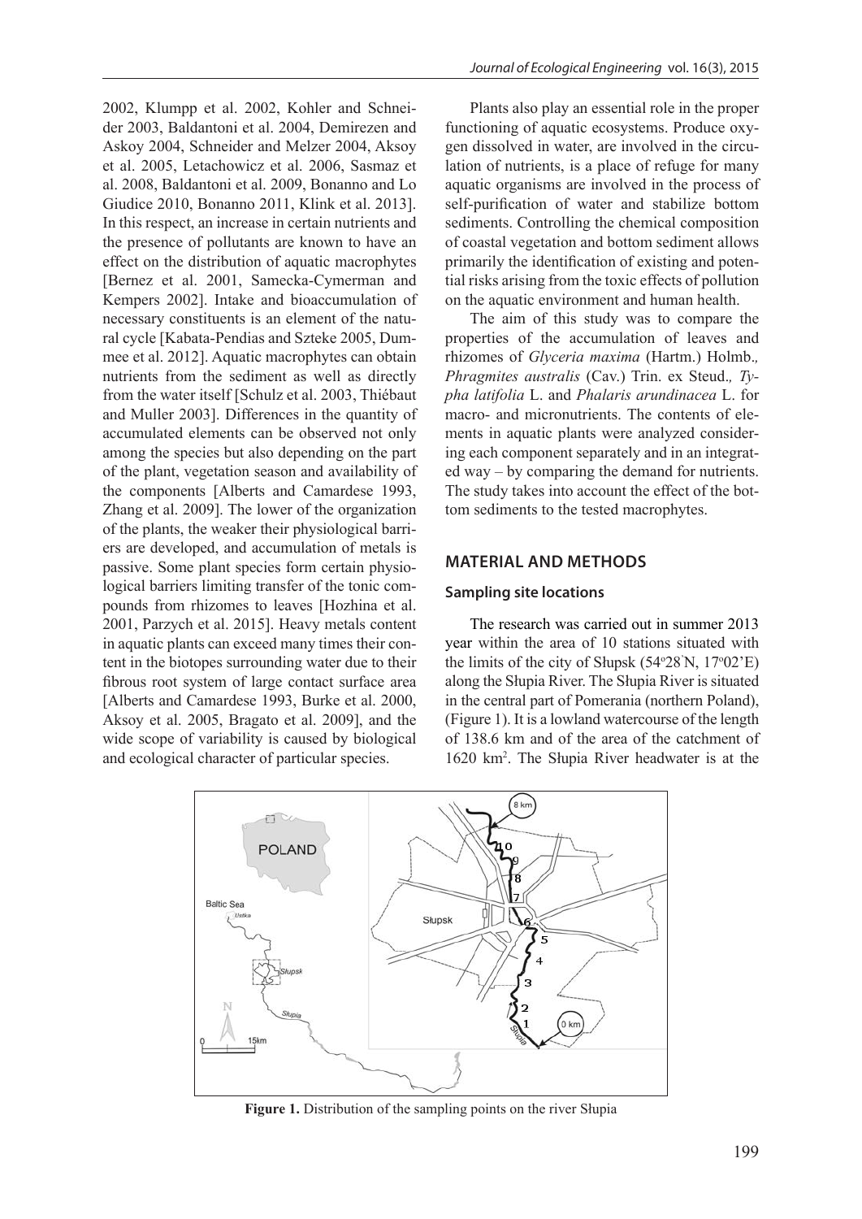2002, Klumpp et al. 2002, Kohler and Schneider 2003, Baldantoni et al. 2004, Demirezen and Askoy 2004, Schneider and Melzer 2004, Aksoy et al. 2005, Letachowicz et al. 2006, Sasmaz et al. 2008, Baldantoni et al. 2009, Bonanno and Lo Giudice 2010, Bonanno 2011, Klink et al. 2013]. In this respect, an increase in certain nutrients and the presence of pollutants are known to have an effect on the distribution of aquatic macrophytes [Bernez et al. 2001, Samecka-Cymerman and Kempers 2002]. Intake and bioaccumulation of necessary constituents is an element of the natural cycle [Kabata-Pendias and Szteke 2005, Dummee et al. 2012]. Aquatic macrophytes can obtain nutrients from the sediment as well as directly from the water itself [Schulz et al. 2003, Thiébaut and Muller 2003]. Differences in the quantity of accumulated elements can be observed not only among the species but also depending on the part of the plant, vegetation season and availability of the components [Alberts and Camardese 1993, Zhang et al. 2009]. The lower of the organization of the plants, the weaker their physiological barriers are developed, and accumulation of metals is passive. Some plant species form certain physiological barriers limiting transfer of the tonic compounds from rhizomes to leaves [Hozhina et al. 2001, Parzych et al. 2015]. Heavy metals content in aquatic plants can exceed many times their content in the biotopes surrounding water due to their fibrous root system of large contact surface area [Alberts and Camardese 1993, Burke et al. 2000, Aksoy et al. 2005, Bragato et al. 2009], and the wide scope of variability is caused by biological and ecological character of particular species.

Plants also play an essential role in the proper functioning of aquatic ecosystems. Produce oxygen dissolved in water, are involved in the circulation of nutrients, is a place of refuge for many aquatic organisms are involved in the process of self-purification of water and stabilize bottom sediments. Controlling the chemical composition of coastal vegetation and bottom sediment allows primarily the identification of existing and potential risks arising from the toxic effects of pollution on the aquatic environment and human health.

The aim of this study was to compare the properties of the accumulation of leaves and rhizomes of *Glyceria maxima* (Hartm.) Holmb.*, Phragmites australis* (Cav.) Trin. ex Steud.*, Typha latifolia* L. and *Phalaris arundinacea* L. for macro- and micronutrients. The contents of elements in aquatic plants were analyzed considering each component separately and in an integrated way – by comparing the demand for nutrients. The study takes into account the effect of the bottom sediments to the tested macrophytes.

## MATERIAL AND METHODS

### Sampling site locations

The research was carried out in summer 2013 year within the area of 10 stations situated with the limits of the city of Słupsk (54°28'N, 17°02'E) along the Słupia River. The Słupia River is situated in the central part of Pomerania (northern Poland), (Figure 1). It is a lowland watercourse of the length of 138.6 km and of the area of the catchment of 1620 km$^2$. The Słupia River headwater is at the

**Figure 1.** Distribution of the sampling points on the river Słupia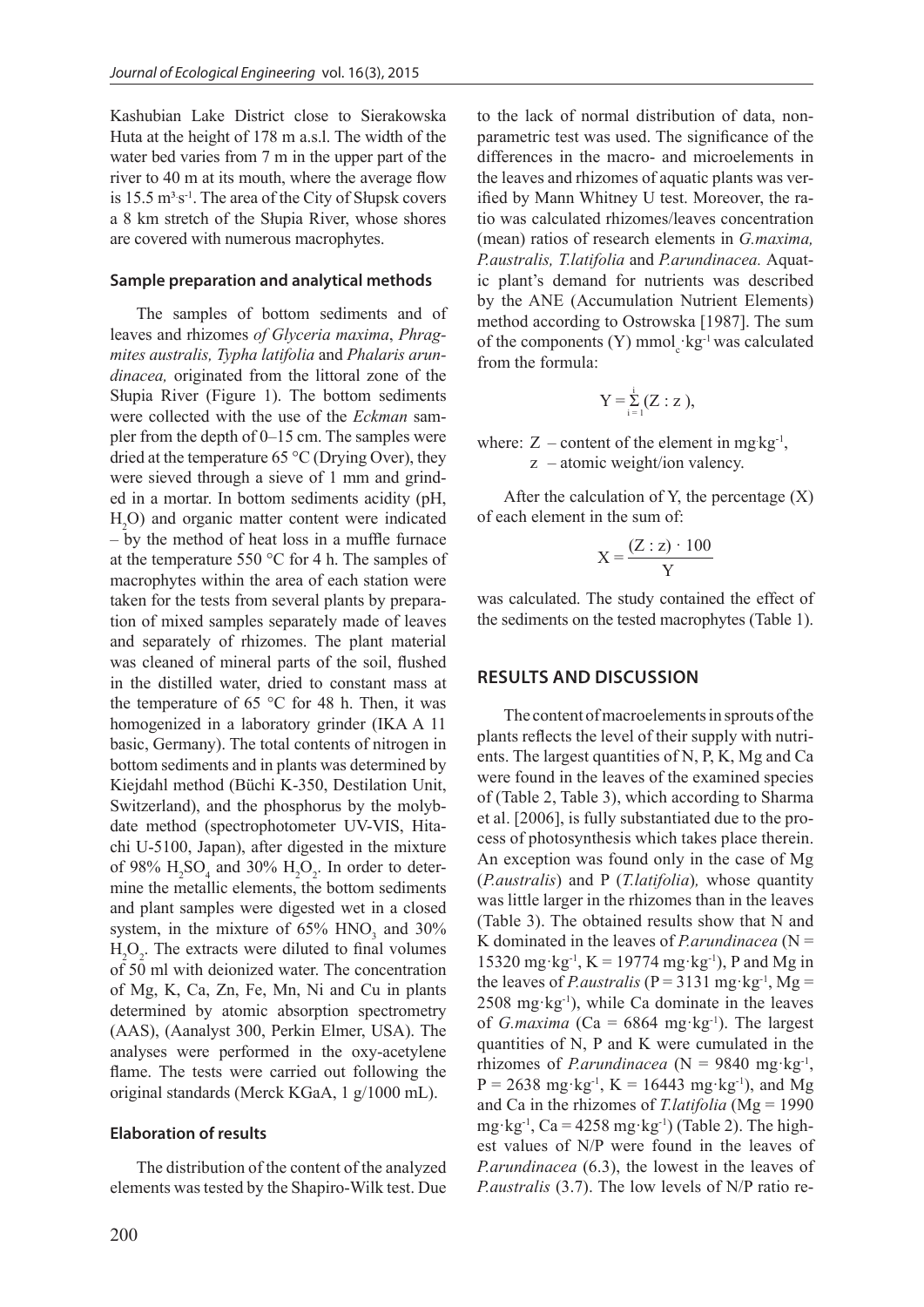Kashubian Lake District close to Sierakowska Huta at the height of 178 m a.s.l. The width of the water bed varies from 7 m in the upper part of the river to 40 m at its mouth, where the average flow is 15.5 $m^3 \cdot s^{-1}$. The area of the City of Słupsk covers a 8 km stretch of the Słupia River, whose shores are covered with numerous macrophytes.

### Sample preparation and analytical methods

The samples of bottom sediments and of leaves and rhizomes *of Glyceria maxima*, *Phragmites australis, Typha latifolia* and *Phalaris arundinacea,* originated from the littoral zone of the Słupia River (Figure 1). The bottom sediments were collected with the use of the *Eckman* sampler from the depth of 0–15 cm. The samples were dried at the temperature 65 °C (Drying Over), they were sieved through a sieve of 1 mm and grinded in a mortar. In bottom sediments acidity (pH, $H_2O$) and organic matter content were indicated – by the method of heat loss in a muffle furnace at the temperature 550 °C for 4 h. The samples of macrophytes within the area of each station were taken for the tests from several plants by preparation of mixed samples separately made of leaves and separately of rhizomes. The plant material was cleaned of mineral parts of the soil, flushed in the distilled water, dried to constant mass at the temperature of 65 °C for 48 h. Then, it was homogenized in a laboratory grinder (IKA A 11 basic, Germany). The total contents of nitrogen in bottom sediments and in plants was determined by Kiejdahl method (Büchi K-350, Destilation Unit, Switzerland), and the phosphorus by the molybdate method (spectrophotometer UV-VIS, Hitachi U-5100, Japan), after digested in the mixture of 98% $H_2SO_4$ and 30% $H_2O_2$. In order to determine the metallic elements, the bottom sediments and plant samples were digested wet in a closed system, in the mixture of 65% $HNO_3$ and 30% $H_2O_2$. The extracts were diluted to final volumes of 50 ml with deionized water. The concentration of Mg, K, Ca, Zn, Fe, Mn, Ni and Cu in plants determined by atomic absorption spectrometry (AAS), (Aanalyst 300, Perkin Elmer, USA). The analyses were performed in the oxy-acetylene flame. The tests were carried out following the original standards (Merck KGaA, 1 g/1000 mL).

### Elaboration of results

The distribution of the content of the analyzed elements was tested by the Shapiro-Wilk test. Due to the lack of normal distribution of data, nonparametric test was used. The significance of the differences in the macro- and microelements in the leaves and rhizomes of aquatic plants was verified by Mann Whitney U test. Moreover, the ratio was calculated rhizomes/leaves concentration (mean) ratios of research elements in *G.maxima, P.australis, T.latifolia* and *P.arundinacea.* Aquatic plant's demand for nutrients was described by the ANE (Accumulation Nutrient Elements) method according to Ostrowska [1987]. The sum of the components (Y) $mmol_c \cdot kg^{-1}$ was calculated from the formula:

$$Y = \sum_{i=1}^{i} (Z : z),$$

where: Z – content of the element in $mg \cdot kg^{-1}$,
z – atomic weight/ion valency.

After the calculation of Y, the percentage (X) of each element in the sum of:

$$X = \frac{(Z : z) \cdot 100}{Y}$$

was calculated. The study contained the effect of the sediments on the tested macrophytes (Table 1).

## RESULTS AND DISCUSSION

The content of macroelements in sprouts of the plants reflects the level of their supply with nutrients. The largest quantities of N, P, K, Mg and Ca were found in the leaves of the examined species of (Table 2, Table 3), which according to Sharma et al. [2006], is fully substantiated due to the process of photosynthesis which takes place therein. An exception was found only in the case of Mg (*P.australis*) and P (*T.latifolia*)*,* whose quantity was little larger in the rhizomes than in the leaves (Table 3). The obtained results show that N and K dominated in the leaves of *P.arundinacea* (N = 15320 $mg \cdot kg^{-1}$, K = 19774 $mg \cdot kg^{-1}$), P and Mg in the leaves of *P.australis* (P = 3131 $mg \cdot kg^{-1}$, Mg = 2508 $mg \cdot kg^{-1}$), while Ca dominate in the leaves of *G.maxima* (Ca = 6864 $mg \cdot kg^{-1}$). The largest quantities of N, P and K were cumulated in the rhizomes of *P.arundinacea* (N = 9840 $mg \cdot kg^{-1}$, P = 2638 $mg \cdot kg^{-1}$, K = 16443 $mg \cdot kg^{-1}$), and Mg and Ca in the rhizomes of *T.latifolia* (Mg = 1990 $mg \cdot kg^{-1}$, Ca = 4258 $mg \cdot kg^{-1}$) (Table 2). The highest values of N/P were found in the leaves of *P.arundinacea* (6.3), the lowest in the leaves of *P.australis* (3.7). The low levels of N/P ratio re-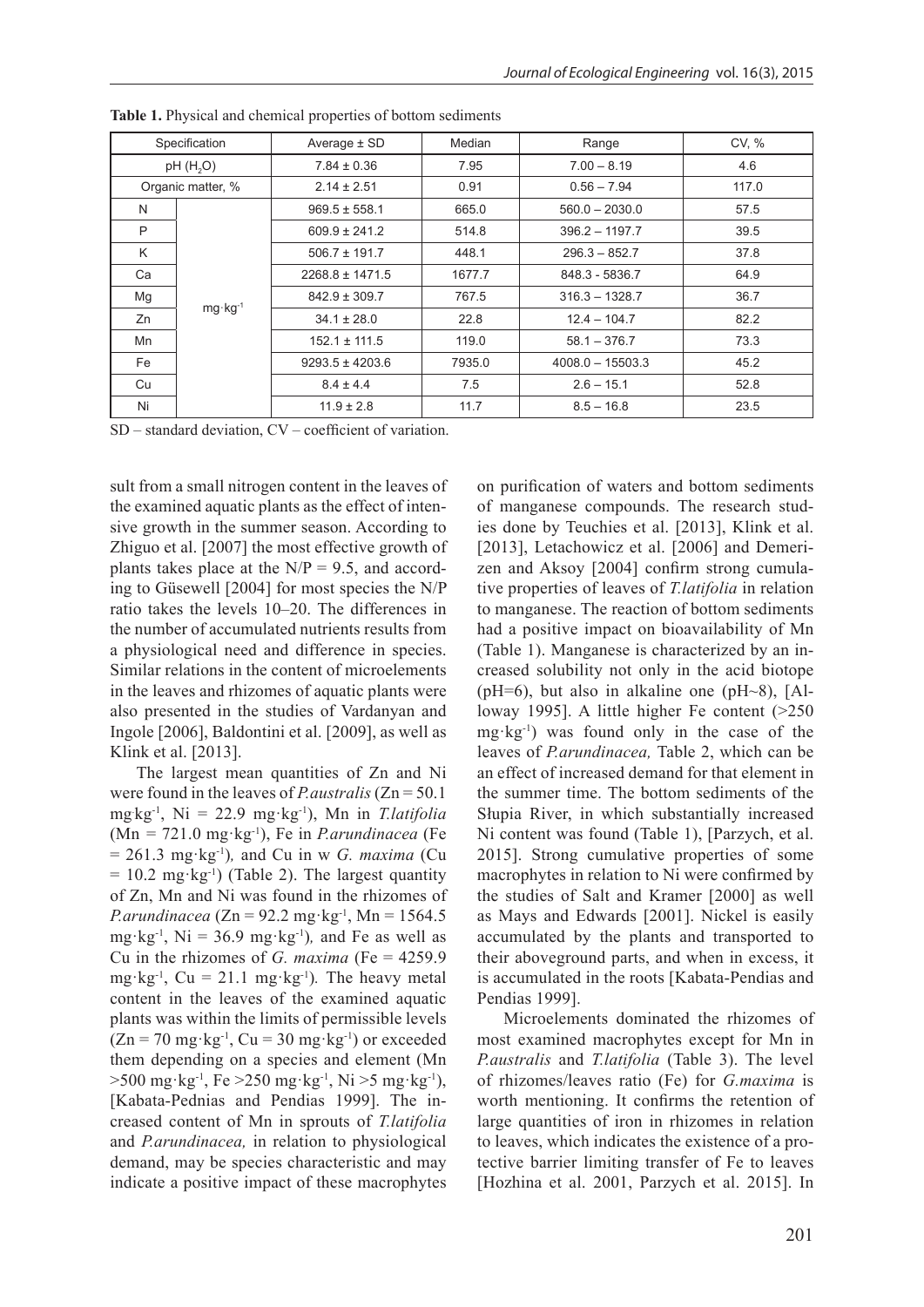**Table 1.** Physical and chemical properties of bottom sediments

| Specification | | Average ± SD | Median | Range | CV, % |
|---|---|---|---|---|---|
| pH ($H_2O$) | | 7.84 ± 0.36 | 7.95 | 7.00 – 8.19 | 4.6 |
| Organic matter, % | | 2.14 ± 2.51 | 0.91 | 0.56 – 7.94 | 117.0 |
| N | $mg \cdot kg^{-1}$ | 969.5 ± 558.1 | 665.0 | 560.0 – 2030.0 | 57.5 |
| P | | 609.9 ± 241.2 | 514.8 | 396.2 – 1197.7 | 39.5 |
| K | | 506.7 ± 191.7 | 448.1 | 296.3 – 852.7 | 37.8 |
| Ca | | 2268.8 ± 1471.5 | 1677.7 | 848.3 - 5836.7 | 64.9 |
| Mg | | 842.9 ± 309.7 | 767.5 | 316.3 – 1328.7 | 36.7 |
| Zn | | 34.1 ± 28.0 | 22.8 | 12.4 – 104.7 | 82.2 |
| Mn | | 152.1 ± 111.5 | 119.0 | 58.1 – 376.7 | 73.3 |
| Fe | | 9293.5 ± 4203.6 | 7935.0 | 4008.0 – 15503.3 | 45.2 |
| Cu | | 8.4 ± 4.4 | 7.5 | 2.6 – 15.1 | 52.8 |
| Ni | | 11.9 ± 2.8 | 11.7 | 8.5 – 16.8 | 23.5 |

SD – standard deviation, CV – coefficient of variation.

sult from a small nitrogen content in the leaves of the examined aquatic plants as the effect of intensive growth in the summer season. According to Zhiguo et al. [2007] the most effective growth of plants takes place at the N/P = 9.5, and according to Güsewell [2004] for most species the N/P ratio takes the levels 10–20. The differences in the number of accumulated nutrients results from a physiological need and difference in species. Similar relations in the content of microelements in the leaves and rhizomes of aquatic plants were also presented in the studies of Vardanyan and Ingole [2006], Baldontini et al. [2009], as well as Klink et al. [2013].

The largest mean quantities of Zn and Ni were found in the leaves of *P.australis* (Zn = 50.1 $mg \cdot kg^{-1}$, Ni = 22.9 $mg \cdot kg^{-1}$), Mn in *T.latifolia* (Mn = 721.0 $mg \cdot kg^{-1}$), Fe in *P.arundinacea* (Fe = 261.3 $mg \cdot kg^{-1}$), and Cu in w *G. maxima* (Cu = 10.2 $mg \cdot kg^{-1}$) (Table 2). The largest quantity of Zn, Mn and Ni was found in the rhizomes of *P.arundinacea* (Zn = 92.2 $mg \cdot kg^{-1}$, Mn = 1564.5 $mg \cdot kg^{-1}$, Ni = 36.9 $mg \cdot kg^{-1}$), and Fe as well as Cu in the rhizomes of *G. maxima* (Fe = 4259.9 $mg \cdot kg^{-1}$, Cu = 21.1 $mg \cdot kg^{-1}$). The heavy metal content in the leaves of the examined aquatic plants was within the limits of permissible levels (Zn = 70 $mg \cdot kg^{-1}$, Cu = 30 $mg \cdot kg^{-1}$) or exceeded them depending on a species and element (Mn >500 $mg \cdot kg^{-1}$, Fe >250 $mg \cdot kg^{-1}$, Ni >5 $mg \cdot kg^{-1}$), [Kabata-Pednias and Pendias 1999]. The increased content of Mn in sprouts of *T.latifolia* and *P.arundinacea,* in relation to physiological demand, may be species characteristic and may indicate a positive impact of these macrophytes on purification of waters and bottom sediments of manganese compounds. The research studies done by Teuchies et al. [2013], Klink et al. [2013], Letachowicz et al. [2006] and Demerizen and Aksoy [2004] confirm strong cumulative properties of leaves of *T.latifolia* in relation to manganese. The reaction of bottom sediments had a positive impact on bioavailability of Mn (Table 1). Manganese is characterized by an increased solubility not only in the acid biotope (pH=6), but also in alkaline one (pH~8), [Alloway 1995]. A little higher Fe content (>250 $mg \cdot kg^{-1}$) was found only in the case of the leaves of *P.arundinacea,* Table 2, which can be an effect of increased demand for that element in the summer time. The bottom sediments of the Słupia River, in which substantially increased Ni content was found (Table 1), [Parzych, et al. 2015]. Strong cumulative properties of some macrophytes in relation to Ni were confirmed by the studies of Salt and Kramer [2000] as well as Mays and Edwards [2001]. Nickel is easily accumulated by the plants and transported to their aboveground parts, and when in excess, it is accumulated in the roots [Kabata-Pendias and Pendias 1999].

Microelements dominated the rhizomes of most examined macrophytes except for Mn in *P.australis* and *T.latifolia* (Table 3). The level of rhizomes/leaves ratio (Fe) for *G.maxima* is worth mentioning. It confirms the retention of large quantities of iron in rhizomes in relation to leaves, which indicates the existence of a protective barrier limiting transfer of Fe to leaves [Hozhina et al. 2001, Parzych et al. 2015]. In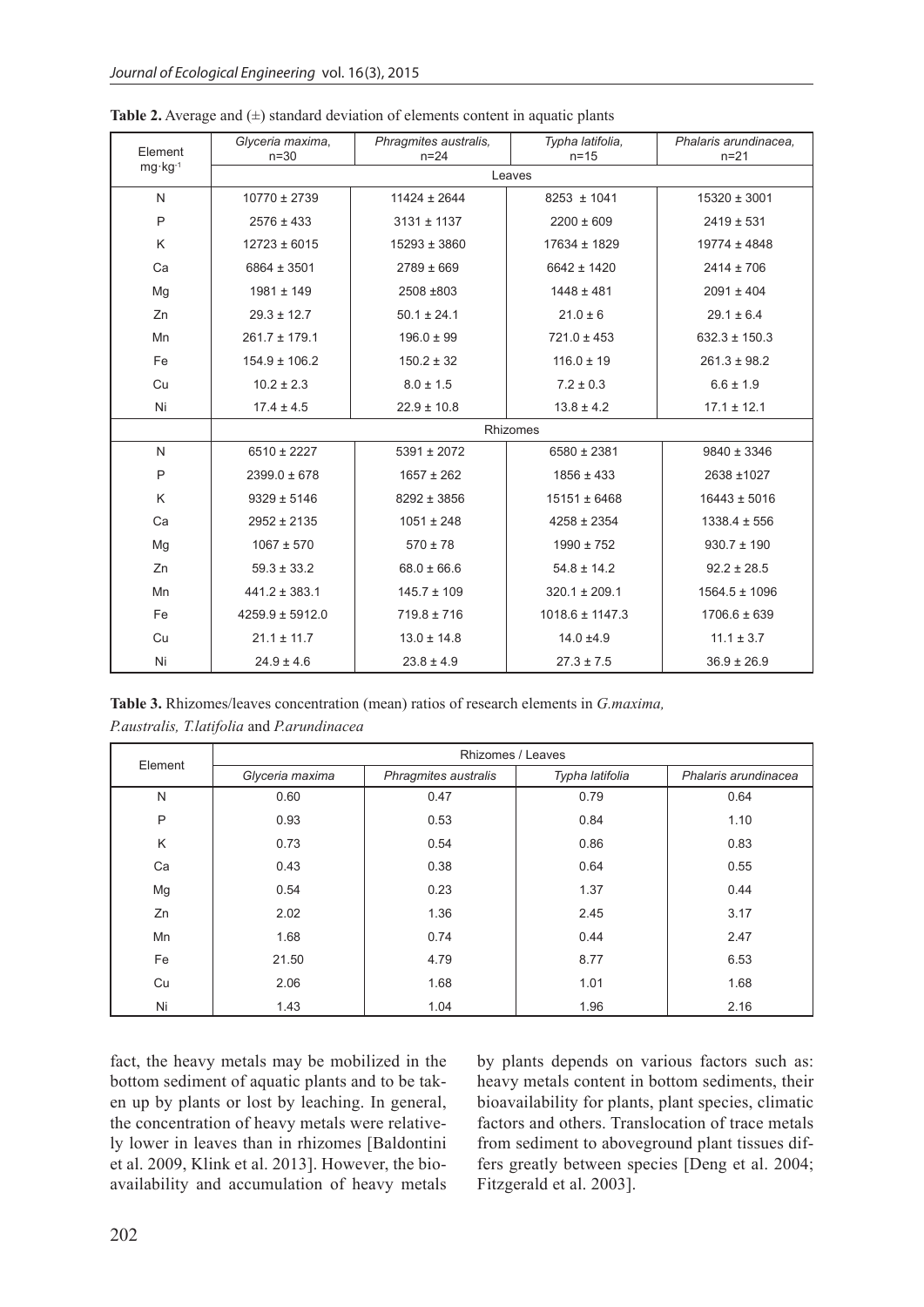**Table 2.** Average and (±) standard deviation of elements content in aquatic plants

| Element $mg \cdot kg^{-1}$ | *Glyceria maxima*, n=30 | *Phragmites australis*, n=24 | *Typha latifolia*, n=15 | *Phalaris arundinacea*, n=21 |
|---|---|---|---|---|
| | Leaves | | | |
| N | 10770 ± 2739 | 11424 ± 2644 | 8253 ± 1041 | 15320 ± 3001 |
| P | 2576 ± 433 | 3131 ± 1137 | 2200 ± 609 | 2419 ± 531 |
| K | 12723 ± 6015 | 15293 ± 3860 | 17634 ± 1829 | 19774 ± 4848 |
| Ca | 6864 ± 3501 | 2789 ± 669 | 6642 ± 1420 | 2414 ± 706 |
| Mg | 1981 ± 149 | 2508 ±803 | 1448 ± 481 | 2091 ± 404 |
| Zn | 29.3 ± 12.7 | 50.1 ± 24.1 | 21.0 ± 6 | 29.1 ± 6.4 |
| Mn | 261.7 ± 179.1 | 196.0 ± 99 | 721.0 ± 453 | 632.3 ± 150.3 |
| Fe | 154.9 ± 106.2 | 150.2 ± 32 | 116.0 ± 19 | 261.3 ± 98.2 |
| Cu | 10.2 ± 2.3 | 8.0 ± 1.5 | 7.2 ± 0.3 | 6.6 ± 1.9 |
| Ni | 17.4 ± 4.5 | 22.9 ± 10.8 | 13.8 ± 4.2 | 17.1 ± 12.1 |
| | Rhizomes | | | |
| N | 6510 ± 2227 | 5391 ± 2072 | 6580 ± 2381 | 9840 ± 3346 |
| P | 2399.0 ± 678 | 1657 ± 262 | 1856 ± 433 | 2638 ±1027 |
| K | 9329 ± 5146 | 8292 ± 3856 | 15151 ± 6468 | 16443 ± 5016 |
| Ca | 2952 ± 2135 | 1051 ± 248 | 4258 ± 2354 | 1338.4 ± 556 |
| Mg | 1067 ± 570 | 570 ± 78 | 1990 ± 752 | 930.7 ± 190 |
| Zn | 59.3 ± 33.2 | 68.0 ± 66.6 | 54.8 ± 14.2 | 92.2 ± 28.5 |
| Mn | 441.2 ± 383.1 | 145.7 ± 109 | 320.1 ± 209.1 | 1564.5 ± 1096 |
| Fe | 4259.9 ± 5912.0 | 719.8 ± 716 | 1018.6 ± 1147.3 | 1706.6 ± 639 |
| Cu | 21.1 ± 11.7 | 13.0 ± 14.8 | 14.0 ±4.9 | 11.1 ± 3.7 |
| Ni | 24.9 ± 4.6 | 23.8 ± 4.9 | 27.3 ± 7.5 | 36.9 ± 26.9 |

**Table 3.** Rhizomes/leaves concentration (mean) ratios of research elements in *G.maxima, P.australis, T.latifolia* and *P.arundinacea*

| Element | Rhizomes / Leaves | | | |
|---|---|---|---|---|
| | *Glyceria maxima* | *Phragmites australis* | *Typha latifolia* | *Phalaris arundinacea* |
| N | 0.60 | 0.47 | 0.79 | 0.64 |
| P | 0.93 | 0.53 | 0.84 | 1.10 |
| K | 0.73 | 0.54 | 0.86 | 0.83 |
| Ca | 0.43 | 0.38 | 0.64 | 0.55 |
| Mg | 0.54 | 0.23 | 1.37 | 0.44 |
| Zn | 2.02 | 1.36 | 2.45 | 3.17 |
| Mn | 1.68 | 0.74 | 0.44 | 2.47 |
| Fe | 21.50 | 4.79 | 8.77 | 6.53 |
| Cu | 2.06 | 1.68 | 1.01 | 1.68 |
| Ni | 1.43 | 1.04 | 1.96 | 2.16 |

fact, the heavy metals may be mobilized in the bottom sediment of aquatic plants and to be taken up by plants or lost by leaching. In general, the concentration of heavy metals were relatively lower in leaves than in rhizomes [Baldontini et al. 2009, Klink et al. 2013]. However, the bioavailability and accumulation of heavy metals by plants depends on various factors such as: heavy metals content in bottom sediments, their bioavailability for plants, plant species, climatic factors and others. Translocation of trace metals from sediment to aboveground plant tissues differs greatly between species [Deng et al. 2004; Fitzgerald et al. 2003].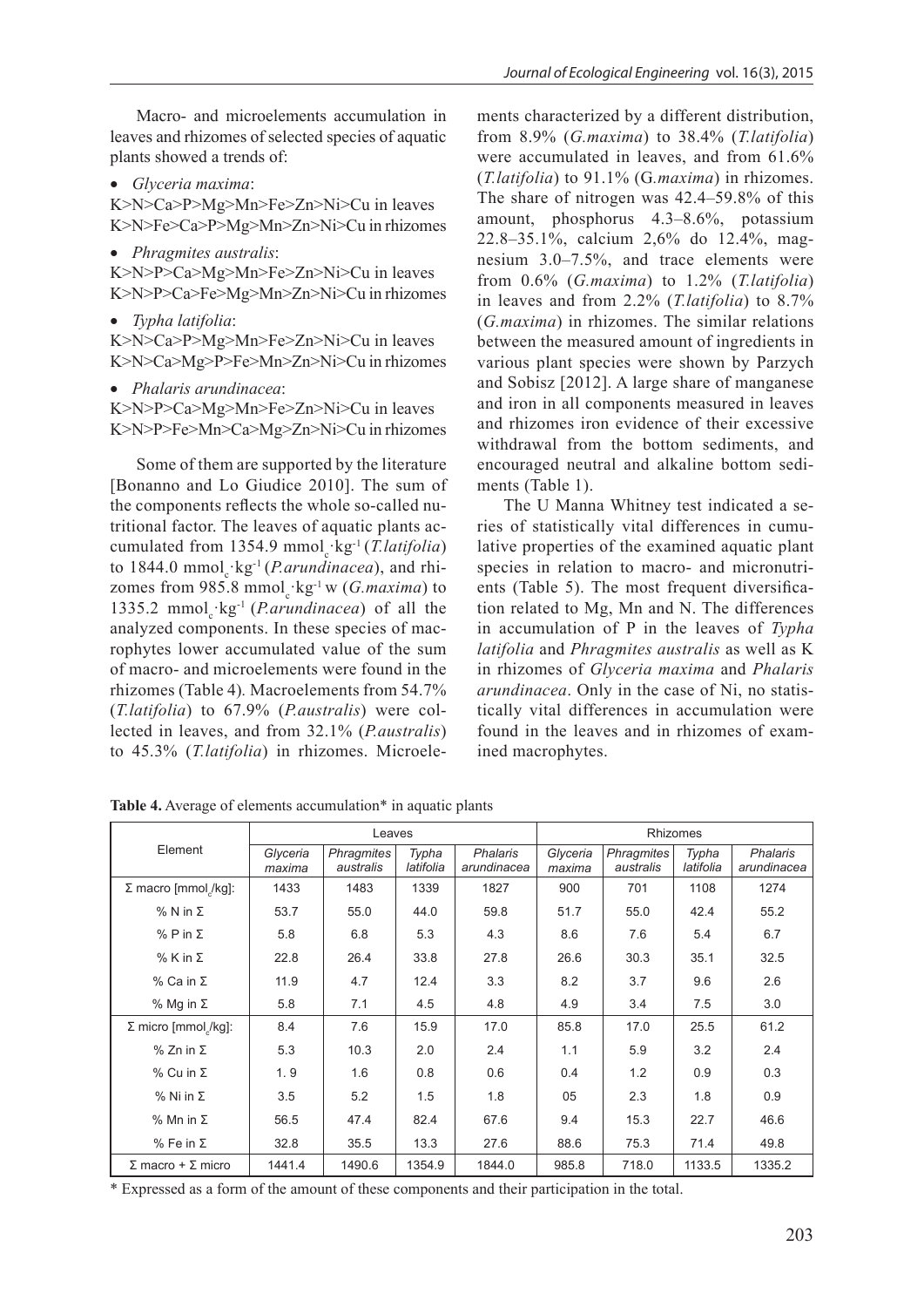Macro- and microelements accumulation in leaves and rhizomes of selected species of aquatic plants showed a trends of:

- *Glyceria maxima*:
  K>N>Ca>P>Mg>Mn>Fe>Zn>Ni>Cu in leaves
  K>N>Fe>Ca>P>Mg>Mn>Zn>Ni>Cu in rhizomes
- *Phragmites australis*:
  K>N>P>Ca>Mg>Mn>Fe>Zn>Ni>Cu in leaves
  K>N>P>Ca>Fe>Mg>Mn>Zn>Ni>Cu in rhizomes
- *Typha latifolia*:
  K>N>Ca>P>Mg>Mn>Fe>Zn>Ni>Cu in leaves
  K>N>Ca>Mg>P>Fe>Mn>Zn>Ni>Cu in rhizomes
- *Phalaris arundinacea*:
  K>N>P>Ca>Mg>Mn>Fe>Zn>Ni>Cu in leaves
  K>N>P>Fe>Mn>Ca>Mg>Zn>Ni>Cu in rhizomes

Some of them are supported by the literature [Bonanno and Lo Giudice 2010]. The sum of the components reflects the whole so-called nutritional factor. The leaves of aquatic plants accumulated from 1354.9 $mmol_c \cdot kg^{-1}$ (*T.latifolia*) to 1844.0 $mmol_c \cdot kg^{-1}$ (*P.arundinacea*), and rhizomes from 985.8 $mmol_c \cdot kg^{-1}$ w (*G.maxima*) to 1335.2 $mmol_c \cdot kg^{-1}$ (*P.arundinacea*) of all the analyzed components. In these species of macrophytes lower accumulated value of the sum of macro- and microelements were found in the rhizomes (Table 4). Macroelements from 54.7% (*T.latifolia*) to 67.9% (*P.australis*) were collected in leaves, and from 32.1% (*P.australis*) to 45.3% (*T.latifolia*) in rhizomes. Microelements characterized by a different distribution, from 8.9% (*G.maxima*) to 38.4% (*T.latifolia*) were accumulated in leaves, and from 61.6% (*T.latifolia*) to 91.1% (G.*maxima*) in rhizomes. The share of nitrogen was 42.4–59.8% of this amount, phosphorus 4.3–8.6%, potassium 22.8–35.1%, calcium 2,6% do 12.4%, magnesium 3.0–7.5%, and trace elements were from 0.6% (*G.maxima*) to 1.2% (*T.latifolia*) in leaves and from 2.2% (*T.latifolia*) to 8.7% (*G.maxima*) in rhizomes. The similar relations between the measured amount of ingredients in various plant species were shown by Parzych and Sobisz [2012]. A large share of manganese and iron in all components measured in leaves and rhizomes iron evidence of their excessive withdrawal from the bottom sediments, and encouraged neutral and alkaline bottom sediments (Table 1).

The U Manna Whitney test indicated a series of statistically vital differences in cumulative properties of the examined aquatic plant species in relation to macro- and micronutrients (Table 5). The most frequent diversification related to Mg, Mn and N. The differences in accumulation of P in the leaves of *Typha latifolia* and *Phragmites australis* as well as K in rhizomes of *Glyceria maxima* and *Phalaris arundinacea*. Only in the case of Ni, no statistically vital differences in accumulation were found in the leaves and in rhizomes of examined macrophytes.

**Table 4.** Average of elements accumulation* in aquatic plants

| Element | Leaves | | | | Rhizomes | | | |
|---|---|---|---|---|---|---|---|---|
| | *Glyceria maxima* | *Phragmites australis* | *Typha latifolia* | *Phalaris arundinacea* | *Glyceria maxima* | *Phragmites australis* | *Typha latifolia* | *Phalaris arundinacea* |
| Σ macro [$mmol_c$/kg]: | 1433 | 1483 | 1339 | 1827 | 900 | 701 | 1108 | 1274 |
| % N in Σ | 53.7 | 55.0 | 44.0 | 59.8 | 51.7 | 55.0 | 42.4 | 55.2 |
| % P in Σ | 5.8 | 6.8 | 5.3 | 4.3 | 8.6 | 7.6 | 5.4 | 6.7 |
| % K in Σ | 22.8 | 26.4 | 33.8 | 27.8 | 26.6 | 30.3 | 35.1 | 32.5 |
| % Ca in Σ | 11.9 | 4.7 | 12.4 | 3.3 | 8.2 | 3.7 | 9.6 | 2.6 |
| % Mg in Σ | 5.8 | 7.1 | 4.5 | 4.8 | 4.9 | 3.4 | 7.5 | 3.0 |
| Σ micro [$mmol_c$/kg]: | 8.4 | 7.6 | 15.9 | 17.0 | 85.8 | 17.0 | 25.5 | 61.2 |
| % Zn in Σ | 5.3 | 10.3 | 2.0 | 2.4 | 1.1 | 5.9 | 3.2 | 2.4 |
| % Cu in Σ | 1. 9 | 1.6 | 0.8 | 0.6 | 0.4 | 1.2 | 0.9 | 0.3 |
| % Ni in Σ | 3.5 | 5.2 | 1.5 | 1.8 | 05 | 2.3 | 1.8 | 0.9 |
| % Mn in Σ | 56.5 | 47.4 | 82.4 | 67.6 | 9.4 | 15.3 | 22.7 | 46.6 |
| % Fe in Σ | 32.8 | 35.5 | 13.3 | 27.6 | 88.6 | 75.3 | 71.4 | 49.8 |
| Σ macro + Σ micro | 1441.4 | 1490.6 | 1354.9 | 1844.0 | 985.8 | 718.0 | 1133.5 | 1335.2 |

\* Expressed as a form of the amount of these components and their participation in the total.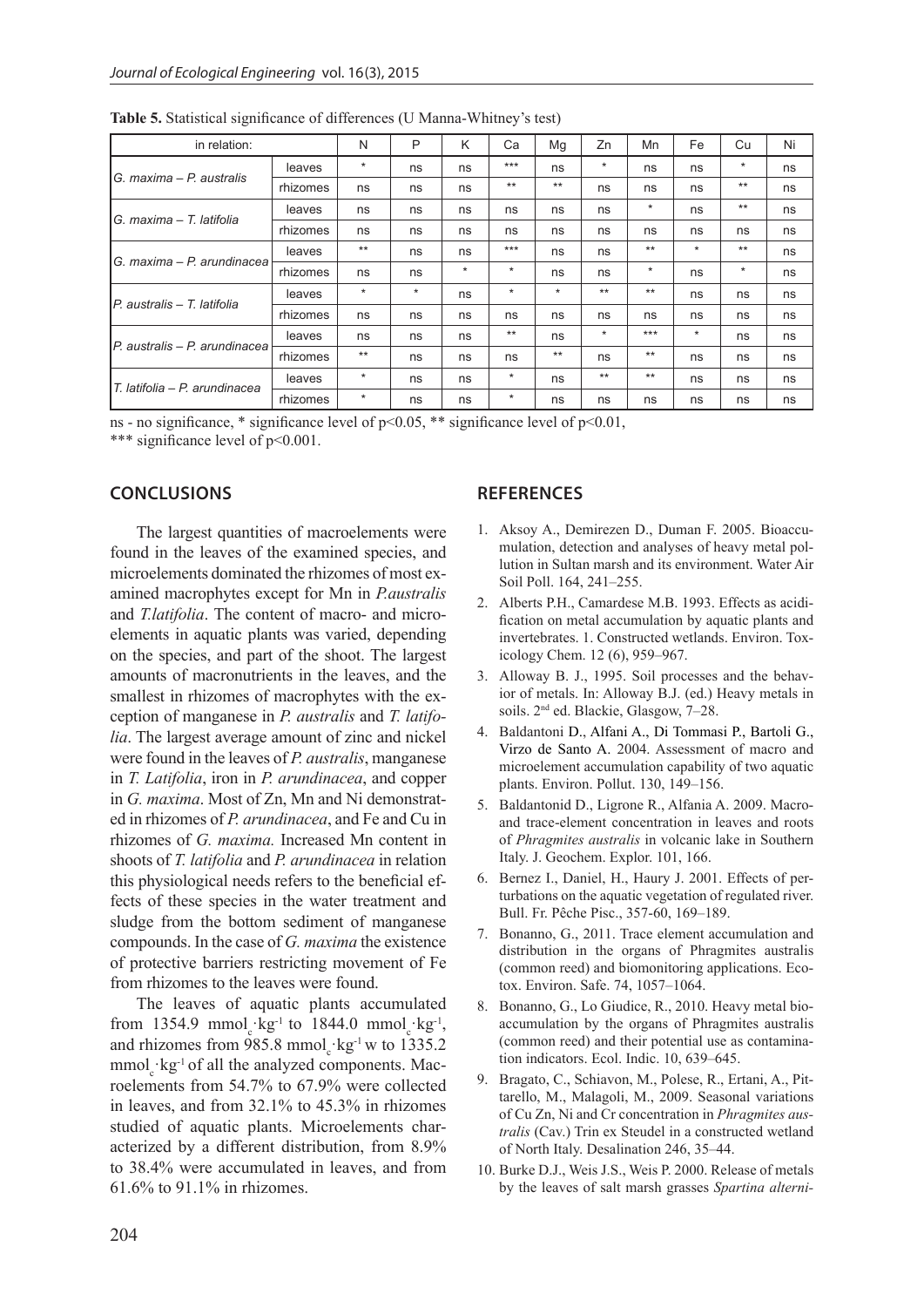**Table 5.** Statistical significance of differences (U Manna-Whitney's test)

| in relation: | | N | P | K | Ca | Mg | Zn | Mn | Fe | Cu | Ni |
|---|---|---|---|---|---|---|---|---|---|---|---|
| *G. maxima – P. australis* | leaves | * | ns | ns | *** | ns | * | ns | ns | * | ns |
| | rhizomes | ns | ns | ns | ** | ** | ns | ns | ns | ** | ns |
| *G. maxima – T. latifolia* | leaves | ns | ns | ns | ns | ns | ns | * | ns | ** | ns |
| | rhizomes | ns | ns | ns | ns | ns | ns | ns | ns | ns | ns |
| *G. maxima – P. arundinacea* | leaves | ** | ns | ns | *** | ns | ns | ** | * | ** | ns |
| | rhizomes | ns | ns | * | * | ns | ns | * | ns | * | ns |
| *P. australis – T. latifolia* | leaves | * | * | ns | * | * | ** | ** | ns | ns | ns |
| | rhizomes | ns | ns | ns | ns | ns | ns | ns | ns | ns | ns |
| *P. australis – P. arundinacea* | leaves | ns | ns | ns | ** | ns | * | *** | * | ns | ns |
| | rhizomes | ** | ns | ns | ns | ** | ns | ** | ns | ns | ns |
| *T. latifolia – P. arundinacea* | leaves | * | ns | ns | * | ns | ** | ** | ns | ns | ns |
| | rhizomes | * | ns | ns | * | ns | ns | ns | ns | ns | ns |

ns - no significance, * significance level of $p<0.05$, ** significance level of $p<0.01$,
*** significance level of $p<0.001$.

## CONCLUSIONS

The largest quantities of macroelements were found in the leaves of the examined species, and microelements dominated the rhizomes of most examined macrophytes except for Mn in *P.australis* and *T.latifolia*. The content of macro- and microelements in aquatic plants was varied, depending on the species, and part of the shoot. The largest amounts of macronutrients in the leaves, and the smallest in rhizomes of macrophytes with the exception of manganese in *P. australis* and *T. latifolia*. The largest average amount of zinc and nickel were found in the leaves of *P. australis*, manganese in *T. Latifolia*, iron in *P. arundinacea*, and copper in *G. maxima*. Most of Zn, Mn and Ni demonstrated in rhizomes of *P. arundinacea*, and Fe and Cu in rhizomes of *G. maxima.* Increased Mn content in shoots of *T. latifolia* and *P. arundinacea* in relation this physiological needs refers to the beneficial effects of these species in the water treatment and sludge from the bottom sediment of manganese compounds. In the case of *G. maxima* the existence of protective barriers restricting movement of Fe from rhizomes to the leaves were found.

The leaves of aquatic plants accumulated from 1354.9 $mmol_c \cdot kg^{-1}$ to 1844.0 $mmol_c \cdot kg^{-1}$, and rhizomes from 985.8 $mmol_c \cdot kg^{-1}$ w to 1335.2 $mmol_c \cdot kg^{-1}$ of all the analyzed components. Macroelements from 54.7% to 67.9% were collected in leaves, and from 32.1% to 45.3% in rhizomes studied of aquatic plants. Microelements characterized by a different distribution, from 8.9% to 38.4% were accumulated in leaves, and from 61.6% to 91.1% in rhizomes.

## REFERENCES

1. Aksoy A., Demirezen D., Duman F. 2005. Bioaccumulation, detection and analyses of heavy metal pollution in Sultan marsh and its environment. Water Air Soil Poll. 164, 241–255.
2. Alberts P.H., Camardese M.B. 1993. Effects as acidification on metal accumulation by aquatic plants and invertebrates. 1. Constructed wetlands. Environ. Toxicology Chem. 12 (6), 959–967.
3. Alloway B. J., 1995. Soil processes and the behavior of metals. In: Alloway B.J. (ed.) Heavy metals in soils. 2nd ed. Blackie, Glasgow, 7–28.
4. Baldantoni D., Alfani A., Di Tommasi P., Bartoli G., Virzo de Santo A. 2004. Assessment of macro and microelement accumulation capability of two aquatic plants. Environ. Pollut. 130, 149–156.
5. Baldantonid D., Ligrone R., Alfania A. 2009. Macro- and trace-element concentration in leaves and roots of *Phragmites australis* in volcanic lake in Southern Italy. J. Geochem. Explor. 101, 166.
6. Bernez I., Daniel, H., Haury J. 2001. Effects of perturbations on the aquatic vegetation of regulated river. Bull. Fr. Pêche Pisc., 357-60, 169–189.
7. Bonanno, G., 2011. Trace element accumulation and distribution in the organs of Phragmites australis (common reed) and biomonitoring applications. Ecotox. Environ. Safe. 74, 1057–1064.
8. Bonanno, G., Lo Giudice, R., 2010. Heavy metal bioaccumulation by the organs of Phragmites australis (common reed) and their potential use as contamination indicators. Ecol. Indic. 10, 639–645.
9. Bragato, C., Schiavon, M., Polese, R., Ertani, A., Pittarello, M., Malagoli, M., 2009. Seasonal variations of Cu Zn, Ni and Cr concentration in *Phragmites australis* (Cav.) Trin ex Steudel in a constructed wetland of North Italy. Desalination 246, 35–44.
10. Burke D.J., Weis J.S., Weis P. 2000. Release of metals by the leaves of salt marsh grasses *Spartina alterni-*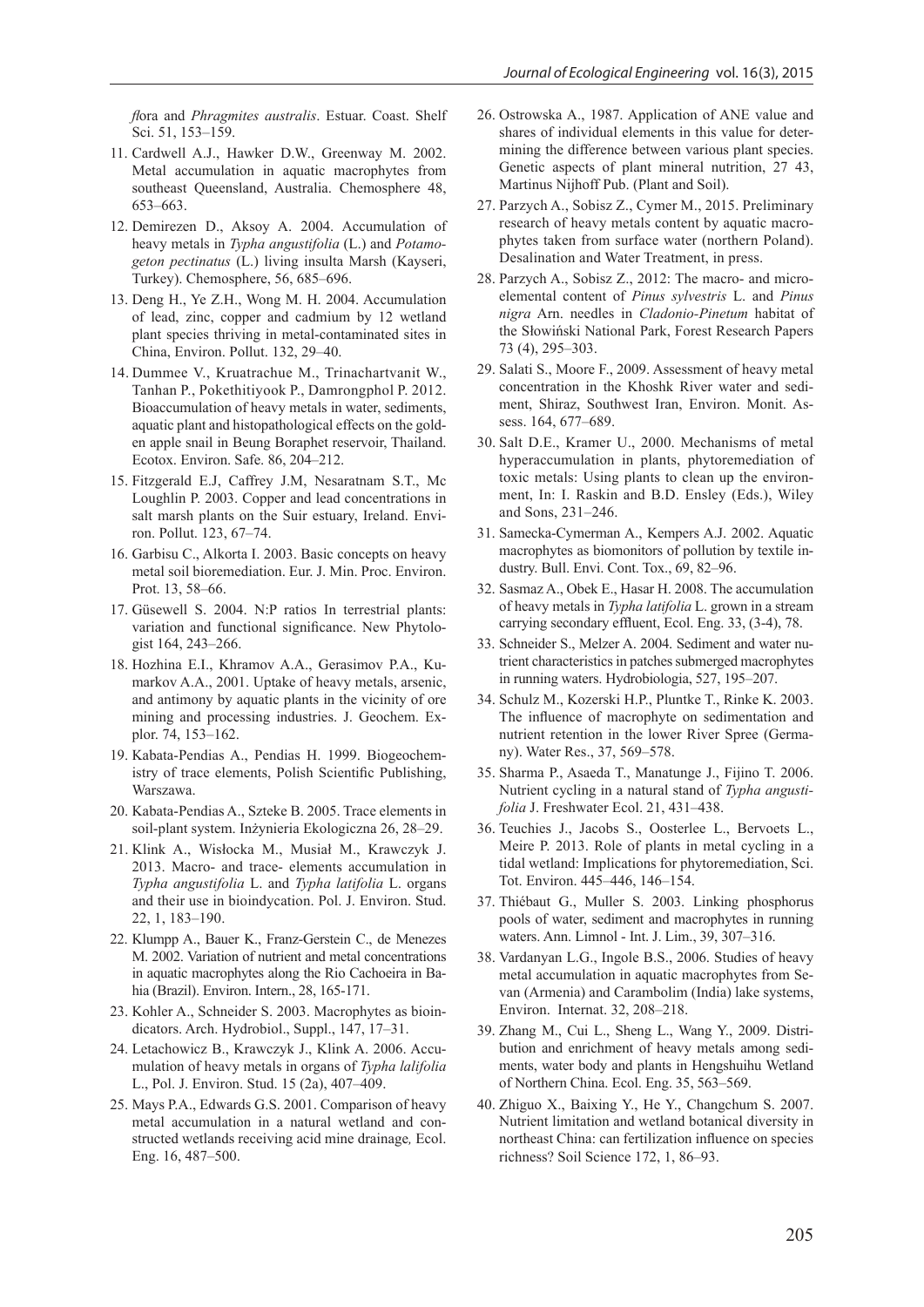*fl*ora and *Phragmites australis*. Estuar. Coast. Shelf Sci. 51, 153–159.

11. Cardwell A.J., Hawker D.W., Greenway M. 2002. Metal accumulation in aquatic macrophytes from southeast Queensland, Australia. Chemosphere 48, 653–663.
12. Demirezen D., Aksoy A. 2004. Accumulation of heavy metals in *Typha angustifolia* (L.) and *Potamogeton pectinatus* (L.) living insulta Marsh (Kayseri, Turkey). Chemosphere, 56, 685–696.
13. Deng H., Ye Z.H., Wong M. H. 2004. Accumulation of lead, zinc, copper and cadmium by 12 wetland plant species thriving in metal-contaminated sites in China, Environ. Pollut. 132, 29–40.
14. Dummee V., Kruatrachue M., Trinachartvanit W., Tanhan P., Pokethitiyook P., Damrongphol P. 2012. Bioaccumulation of heavy metals in water, sediments, aquatic plant and histopathological effects on the golden apple snail in Beung Boraphet reservoir, Thailand. Ecotox. Environ. Safe. 86, 204–212.
15. Fitzgerald E.J, Caffrey J.M, Nesaratnam S.T., Mc Loughlin P. 2003. Copper and lead concentrations in salt marsh plants on the Suir estuary, Ireland. Environ. Pollut. 123, 67–74.
16. Garbisu C., Alkorta I. 2003. Basic concepts on heavy metal soil bioremediation. Eur. J. Min. Proc. Environ. Prot. 13, 58–66.
17. Güsewell S. 2004. N:P ratios In terrestrial plants: variation and functional significance. New Phytologist 164, 243–266.
18. Hozhina E.I., Khramov A.A., Gerasimov P.A., Kumarkov A.A., 2001. Uptake of heavy metals, arsenic, and antimony by aquatic plants in the vicinity of ore mining and processing industries. J. Geochem. Explor. 74, 153–162.
19. Kabata-Pendias A., Pendias H. 1999. Biogeochemistry of trace elements, Polish Scientific Publishing, Warszawa.
20. Kabata-Pendias A., Szteke B. 2005. Trace elements in soil-plant system. Inżynieria Ekologiczna 26, 28–29.
21. Klink A., Wisłocka M., Musiał M., Krawczyk J. 2013. Macro- and trace- elements accumulation in *Typha angustifolia* L. and *Typha latifolia* L. organs and their use in bioindycation. Pol. J. Environ. Stud. 22, 1, 183–190.
22. Klumpp A., Bauer K., Franz-Gerstein C., de Menezes M. 2002. Variation of nutrient and metal concentrations in aquatic macrophytes along the Rio Cachoeira in Bahia (Brazil). Environ. Intern., 28, 165-171.
23. Kohler A., Schneider S. 2003. Macrophytes as bioindicators. Arch. Hydrobiol., Suppl., 147, 17–31.
24. Letachowicz B., Krawczyk J., Klink A. 2006. Accumulation of heavy metals in organs of *Typha lalifolia* L., Pol. J. Environ. Stud. 15 (2a), 407–409.
25. Mays P.A., Edwards G.S. 2001. Comparison of heavy metal accumulation in a natural wetland and constructed wetlands receiving acid mine drainage*,* Ecol. Eng. 16, 487–500.
26. Ostrowska A., 1987. Application of ANE value and shares of individual elements in this value for determining the difference between various plant species. Genetic aspects of plant mineral nutrition, 27 43, Martinus Nijhoff Pub. (Plant and Soil).
27. Parzych A., Sobisz Z., Cymer M., 2015. Preliminary research of heavy metals content by aquatic macrophytes taken from surface water (northern Poland). Desalination and Water Treatment, in press.
28. Parzych A., Sobisz Z., 2012: The macro- and microelemental content of *Pinus sylvestris* L. and *Pinus nigra* Arn. needles in *Cladonio-Pinetum* habitat of the Słowiński National Park, Forest Research Papers 73 (4), 295–303.
29. Salati S., Moore F., 2009. Assessment of heavy metal concentration in the Khoshk River water and sediment, Shiraz, Southwest Iran, Environ. Monit. Assess. 164, 677–689.
30. Salt D.E., Kramer U., 2000. Mechanisms of metal hyperaccumulation in plants, phytoremediation of toxic metals: Using plants to clean up the environment, In: I. Raskin and B.D. Ensley (Eds.), Wiley and Sons, 231–246.
31. Samecka-Cymerman A., Kempers A.J. 2002. Aquatic macrophytes as biomonitors of pollution by textile industry. Bull. Envi. Cont. Tox., 69, 82–96.
32. Sasmaz A., Obek E., Hasar H. 2008. The accumulation of heavy metals in *Typha latifolia* L. grown in a stream carrying secondary effluent, Ecol. Eng. 33, (3-4), 78.
33. Schneider S., Melzer A. 2004. Sediment and water nutrient characteristics in patches submerged macrophytes in running waters. Hydrobiologia, 527, 195–207.
34. Schulz M., Kozerski H.P., Pluntke T., Rinke K. 2003. The influence of macrophyte on sedimentation and nutrient retention in the lower River Spree (Germany). Water Res., 37, 569–578.
35. Sharma P., Asaeda T., Manatunge J., Fijino T. 2006. Nutrient cycling in a natural stand of *Typha angustifolia* J. Freshwater Ecol. 21, 431–438.
36. Teuchies J., Jacobs S., Oosterlee L., Bervoets L., Meire P. 2013. Role of plants in metal cycling in a tidal wetland: Implications for phytoremediation, Sci. Tot. Environ. 445–446, 146–154.
37. Thiébaut G., Muller S. 2003. Linking phosphorus pools of water, sediment and macrophytes in running waters. Ann. Limnol - Int. J. Lim., 39, 307–316.
38. Vardanyan L.G., Ingole B.S., 2006. Studies of heavy metal accumulation in aquatic macrophytes from Sevan (Armenia) and Carambolim (India) lake systems, Environ. Internat. 32, 208–218.
39. Zhang M., Cui L., Sheng L., Wang Y., 2009. Distribution and enrichment of heavy metals among sediments, water body and plants in Hengshuihu Wetland of Northern China. Ecol. Eng. 35, 563–569.
40. Zhiguo X., Baixing Y., He Y., Changchum S. 2007. Nutrient limitation and wetland botanical diversity in northeast China: can fertilization influence on species richness? Soil Science 172, 1, 86–93.